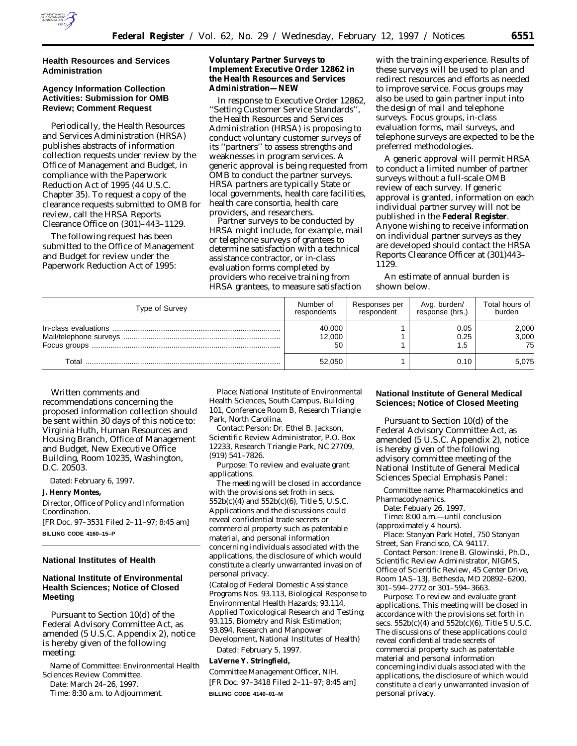## Health Resources and Services Administration

### Agency Information Collection Activities: Submission for OMB Review; Comment Request

Periodically, the Health Resources and Services Administration (HRSA) publishes abstracts of information collection requests under review by the Office of Management and Budget, in compliance with the Paperwork Reduction Act of 1995 (44 U.S.C. Chapter 35). To request a copy of the clearance requests submitted to OMB for review, call the HRSA Reports Clearance Office on (301)–443–1129.

The following request has been submitted to the Office of Management and Budget for review under the Paperwork Reduction Act of 1995:

**Voluntary Partner Surveys to Implement Executive Order 12862 in the Health Resources and Services Administration—NEW**

In response to Executive Order 12862, ''Setting Customer Service Standards'', the Health Resources and Services Administration (HRSA) is proposing to conduct voluntary customer surveys of its ''partners'' to assess strengths and weaknesses in program services. A generic approval is being requested from OMB to conduct the partner surveys. HRSA partners are typically State or local governments, health care facilities, health care consortia, health care providers, and researchers.

Partner surveys to be conducted by HRSA might include, for example, mail or telephone surveys of grantees to determine satisfaction with a technical assistance contractor, or in-class evaluation forms completed by providers who receive training from HRSA grantees, to measure satisfaction with the training experience. Results of these surveys will be used to plan and redirect resources and efforts as needed to improve service. Focus groups may also be used to gain partner input into the design of mail and telephone surveys. Focus groups, in-class evaluation forms, mail surveys, and telephone surveys are expected to be the preferred methodologies.

A generic approval will permit HRSA to conduct a limited number of partner surveys without a full-scale OMB review of each survey. If generic approval is granted, information on each individual partner survey will not be published in the **Federal Register**. Anyone wishing to receive information on individual partner surveys as they are developed should contact the HRSA Reports Clearance Officer at (301)443–1129.

An estimate of annual burden is shown below.

| Type of Survey | Number of respondents | Responses per respondent | Avg. burden/ response (hrs.) | Total hours of burden |
|---|---|---|---|---|
| In-class evaluations | 40,000 | 1 | 0.05 | 2,000 |
| Mail/telephone surveys | 12,000 | 1 | 0.25 | 3,000 |
| Focus groups | 50 | 1 | 1.5 | 75 |
| Total | 52,050 | 1 | 0.10 | 5,075 |

Written comments and recommendations concerning the proposed information collection should be sent within 30 days of this notice to: Virginia Huth, Human Resources and Housing Branch, Office of Management and Budget, New Executive Office Building, Room 10235, Washington, D.C. 20503.

Dated: February 6, 1997.

**J. Henry Montes,**

*Director, Office of Policy and Information Coordination.*

[FR Doc. 97–3531 Filed 2–11–97; 8:45 am]

**BILLING CODE 4160–15–P**

---

## National Institutes of Health

### National Institute of Environmental Health Sciences; Notice of Closed Meeting

Pursuant to Section 10(d) of the Federal Advisory Committee Act, as amended (5 U.S.C. Appendix 2), notice is hereby given of the following meeting:

*Name of Committee:* Environmental Health Sciences Review Committee.

*Date:* March 24–26, 1997.

*Time:* 8:30 a.m. to Adjournment.

*Place:* National Institute of Environmental Health Sciences, South Campus, Building 101, Conference Room B, Research Triangle Park, North Carolina.

*Contact Person:* Dr. Ethel B. Jackson, Scientific Review Administrator, P.O. Box 12233, Research Triangle Park, NC 27709, (919) 541–7826.

*Purpose:* To review and evaluate grant applications.

The meeting will be closed in accordance with the provisions set froth in secs. 552b(c)(4) and 552b(c)(6), Title 5, U.S.C. Applications and the discussions could reveal confidential trade secrets or commercial property such as patentable material, and personal information concerning individuals associated with the applications, the disclosure of which would constitute a clearly unwarranted invasion of personal privacy.

(Catalog of Federal Domestic Assistance Programs Nos. 93.113, Biological Response to Environmental Health Hazards; 93.114, Applied Toxicological Research and Testing; 93.115, Biometry and Risk Estimation; 93.894, Research and Manpower Development, National Institutes of Health)

Dated: February 5, 1997.

**LaVerne Y. Stringfield,**

*Committee Management Officer, NIH.*

[FR Doc. 97–3418 Filed 2–11–97; 8:45 am]

**BILLING CODE 4140–01–M**

---

### National Institute of General Medical Sciences; Notice of Closed Meeting

Pursuant to Section 10(d) of the Federal Advisory Committee Act, as amended (5 U.S.C. Appendix 2), notice is hereby given of the following advisory committee meeting of the National Institute of General Medical Sciences Special Emphasis Panel:

*Committee name:* Pharmacokinetics and Pharmacodynamics.

*Date:* Febuary 26, 1997.

*Time:* 8:00 a.m.—until conclusion (approximately 4 hours).

*Place:* Stanyan Park Hotel, 750 Stanyan Street, San Francisco, CA 94117.

*Contact Person:* Irene B. Glowinski, Ph.D., Scientific Review Administrator, NIGMS, Office of Scientific Review, 45 Center Drive, Room 1AS–13J, Bethesda, MD 20892–6200, 301–594–2772 or 301–594–3663.

*Purpose:* To review and evaluate grant applications. This meeting will be closed in accordance with the provisions set forth in secs. 552b(c)(4) and 552b(c)(6), Title 5 U.S.C. The discussions of these applications could reveal confidential trade secrets of commercial property such as patentable material and personal information concerning individuals associated with the applications, the disclosure of which would constitute a clearly unwarranted invasion of personal privacy.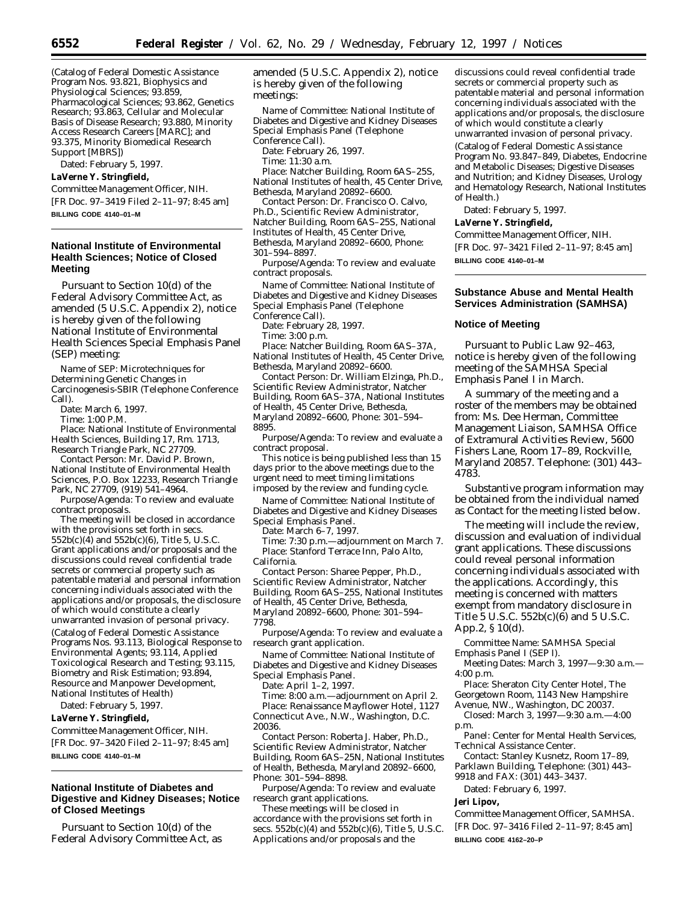(Catalog of Federal Domestic Assistance Program Nos. 93.821, Biophysics and Physiological Sciences; 93.859, Pharmacological Sciences; 93.862, Genetics Research; 93.863, Cellular and Molecular Basis of Disease Research; 93.880, Minority Access Research Careers [MARC]; and 93.375, Minority Biomedical Research Support [MBRS])

Dated: February 5, 1997.

**LaVerne Y. Stringfield,**

*Committee Management Officer, NIH.*

[FR Doc. 97–3419 Filed 2–11–97; 8:45 am]

**BILLING CODE 4140–01–M**

## National Institute of Environmental Health Sciences; Notice of Closed Meeting

Pursuant to Section 10(d) of the Federal Advisory Committee Act, as amended (5 U.S.C. Appendix 2), notice is hereby given of the following National Institute of Environmental Health Sciences Special Emphasis Panel (SEP) meeting:

*Name of SEP:* Microtechniques for Determining Genetic Changes in Carcinogenesis-SBIR (Telephone Conference Call).

*Date:* March 6, 1997.

*Time:* 1:00 P.M.

*Place:* National Institute of Environmental Health Sciences, Building 17, Rm. 1713, Research Triangle Park, NC 27709.

*Contact Person:* Mr. David P. Brown, National Institute of Environmental Health Sciences, P.O. Box 12233, Research Triangle Park, NC 27709, (919) 541–4964.

*Purpose/Agenda:* To review and evaluate contract proposals.

The meeting will be closed in accordance with the provisions set forth in secs. 552b(c)(4) and 552b(c)(6), Title 5, U.S.C. Grant applications and/or proposals and the discussions could reveal confidential trade secrets or commercial property such as patentable material and personal information concerning individuals associated with the applications and/or proposals, the disclosure of which would constitute a clearly unwarranted invasion of personal privacy.

(Catalog of Federal Domestic Assistance Programs Nos. 93.113, Biological Response to Environmental Agents; 93.114, Applied Toxicological Research and Testing; 93.115, Biometry and Risk Estimation; 93.894, Resource and Manpower Development, National Institutes of Health)

Dated: February 5, 1997.

**LaVerne Y. Stringfield,**

*Committee Management Officer, NIH.*

[FR Doc. 97–3420 Filed 2–11–97; 8:45 am]

**BILLING CODE 4140–01–M**

## National Institute of Diabetes and Digestive and Kidney Diseases; Notice of Closed Meetings

Pursuant to Section 10(d) of the Federal Advisory Committee Act, as amended (5 U.S.C. Appendix 2), notice is hereby given of the following meetings:

*Name of Committee:* National Institute of Diabetes and Digestive and Kidney Diseases Special Emphasis Panel (Telephone Conference Call).

*Date:* February 26, 1997.

*Time:* 11:30 a.m.

*Place:* Natcher Building, Room 6AS–25S, National Institutes of health, 45 Center Drive, Bethesda, Maryland 20892–6600.

*Contact Person:* Dr. Francisco O. Calvo, Ph.D., Scientific Review Administrator, Natcher Building, Room 6AS–25S, National Institutes of Health, 45 Center Drive, Bethesda, Maryland 20892–6600, Phone: 301–594–8897.

*Purpose/Agenda:* To review and evaluate contract proposals.

*Name of Committee:* National Institute of Diabetes and Digestive and Kidney Diseases Special Emphasis Panel (Telephone Conference Call).

*Date:* February 28, 1997.

*Time:* 3:00 p.m.

*Place:* Natcher Building, Room 6AS–37A, National Institutes of Health, 45 Center Drive, Bethesda, Maryland 20892–6600.

*Contact Person:* Dr. William Elzinga, Ph.D., Scientific Review Administrator, Natcher Building, Room 6AS–37A, National Institutes of Health, 45 Center Drive, Bethesda, Maryland 20892–6600, Phone: 301–594–8895.

*Purpose/Agenda:* To review and evaluate a contract proposal.

This notice is being published less than 15 days prior to the above meetings due to the urgent need to meet timing limitations imposed by the review and funding cycle.

*Name of Committee:* National Institute of Diabetes and Digestive and Kidney Diseases Special Emphasis Panel.

*Date:* March 6–7, 1997.

*Time:* 7:30 p.m.—adjournment on March 7.

*Place:* Stanford Terrace Inn, Palo Alto, California.

*Contact Person:* Sharee Pepper, Ph.D., Scientific Review Administrator, Natcher Building, Room 6AS–25S, National Institutes of Health, 45 Center Drive, Bethesda, Maryland 20892–6600, Phone: 301–594–7798.

*Purpose/Agenda:* To review and evaluate a research grant application.

*Name of Committee:* National Institute of Diabetes and Digestive and Kidney Diseases Special Emphasis Panel.

*Date:* April 1–2, 1997.

*Time:* 8:00 a.m.—adjournment on April 2.

*Place:* Renaissance Mayflower Hotel, 1127 Connecticut Ave., N.W., Washington, D.C. 20036.

*Contact Person:* Roberta J. Haber, Ph.D., Scientific Review Administrator, Natcher Building, Room 6AS–25N, National Institutes of Health, Bethesda, Maryland 20892–6600, Phone: 301–594–8898.

*Purpose/Agenda:* To review and evaluate research grant applications.

These meetings will be closed in accordance with the provisions set forth in secs. 552b(c)(4) and 552b(c)(6), Title 5, U.S.C. Applications and/or proposals and the discussions could reveal confidential trade secrets or commercial property such as patentable material and personal information concerning individuals associated with the applications and/or proposals, the disclosure of which would constitute a clearly unwarranted invasion of personal privacy.

(Catalog of Federal Domestic Assistance Program No. 93.847–849, Diabetes, Endocrine and Metabolic Diseases; Digestive Diseases and Nutrition; and Kidney Diseases, Urology and Hematology Research, National Institutes of Health.)

Dated: February 5, 1997.

**LaVerne Y. Stringfield,**

*Committee Management Officer, NIH.*

[FR Doc. 97–3421 Filed 2–11–97; 8:45 am]

**BILLING CODE 4140–01–M**

## Substance Abuse and Mental Health Services Administration (SAMHSA)

### Notice of Meeting

Pursuant to Public Law 92–463, notice is hereby given of the following meeting of the SAMHSA Special Emphasis Panel I in March.

A summary of the meeting and a roster of the members may be obtained from: Ms. Dee Herman, Committee Management Liaison, SAMHSA Office of Extramural Activities Review, 5600 Fishers Lane, Room 17–89, Rockville, Maryland 20857. Telephone: (301) 443–4783.

Substantive program information may be obtained from the individual named as Contact for the meeting listed below.

The meeting will include the review, discussion and evaluation of individual grant applications. These discussions could reveal personal information concerning individuals associated with the applications. Accordingly, this meeting is concerned with matters exempt from mandatory disclosure in Title 5 U.S.C. 552b(c)(6) and 5 U.S.C. App.2, § 10(d).

*Committee Name:* SAMHSA Special Emphasis Panel I (SEP I).

*Meeting Dates:* March 3, 1997—9:30 a.m.—4:00 p.m.

*Place:* Sheraton City Center Hotel, The Georgetown Room, 1143 New Hampshire Avenue, NW., Washington, DC 20037.

*Closed:* March 3, 1997—9:30 a.m.—4:00 p.m.

*Panel:* Center for Mental Health Services, Technical Assistance Center.

*Contact:* Stanley Kusnetz, Room 17–89, Parklawn Building, Telephone: (301) 443–9918 and FAX: (301) 443–3437.

Dated: February 6, 1997.

**Jeri Lipov,**

*Committee Management Officer, SAMHSA.*

[FR Doc. 97–3416 Filed 2–11–97; 8:45 am]

**BILLING CODE 4162–20–P**